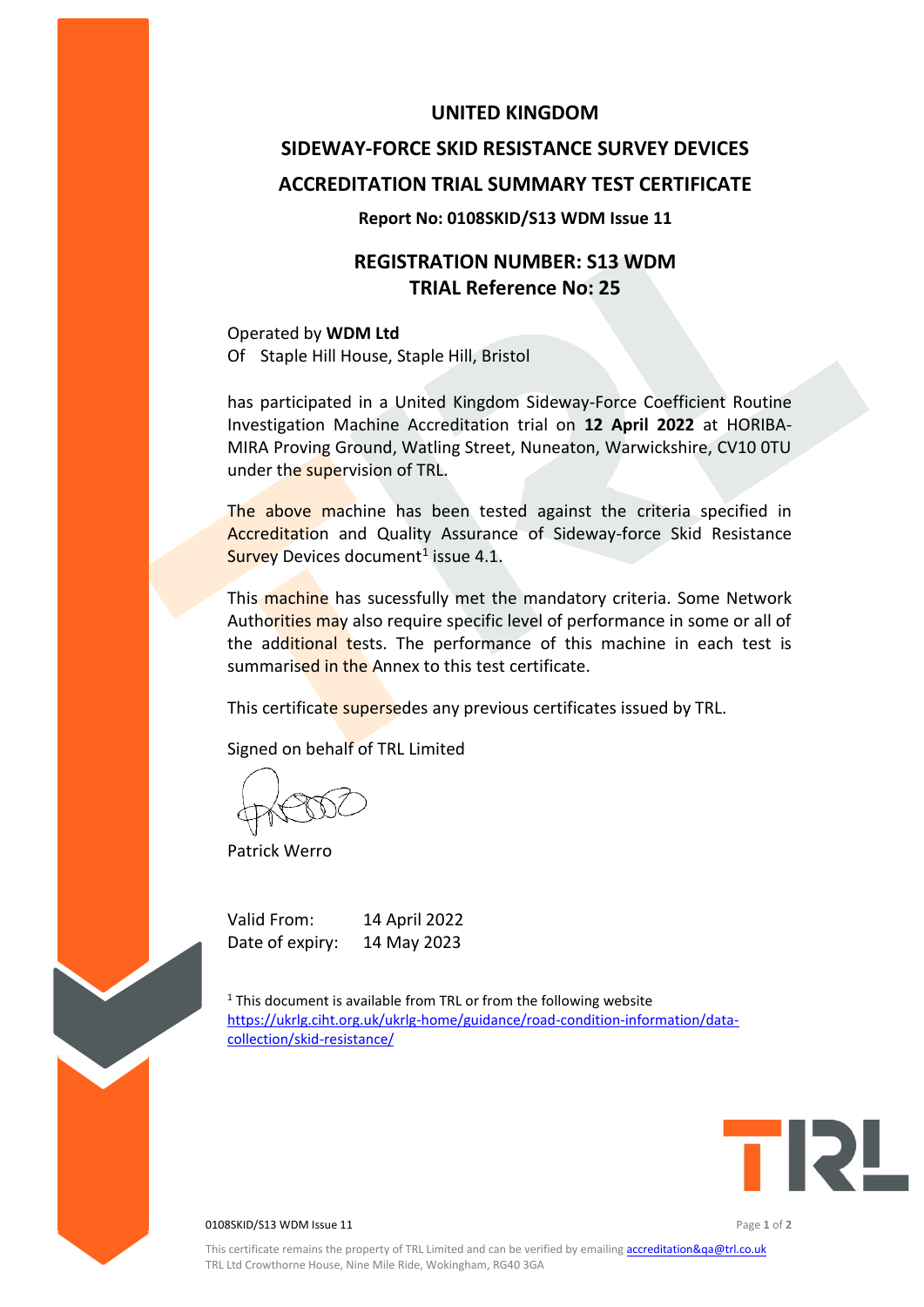# UNITED KINGDOM

# SIDEWAY-FORCE SKID RESISTANCE SURVEY DEVICES

# ACCREDITATION TRIAL SUMMARY TEST CERTIFICATE

**Report No: 0108SKID/S13 WDM Issue 11**

## REGISTRATION NUMBER: S13 WDM
## TRIAL Reference No: 25

Operated by **WDM Ltd**
Of Staple Hill House, Staple Hill, Bristol

has participated in a United Kingdom Sideway-Force Coefficient Routine Investigation Machine Accreditation trial on **12 April 2022** at HORIBA-MIRA Proving Ground, Watling Street, Nuneaton, Warwickshire, CV10 0TU under the supervision of TRL.

The above machine has been tested against the criteria specified in Accreditation and Quality Assurance of Sideway-force Skid Resistance Survey Devices document[1] issue 4.1.

This machine has sucessfully met the mandatory criteria. Some Network Authorities may also require specific level of performance in some or all of the additional tests. The performance of this machine in each test is summarised in the Annex to this test certificate.

This certificate supersedes any previous certificates issued by TRL.

Signed on behalf of TRL Limited

Patrick Werro

Valid From: 14 April 2022
Date of expiry: 14 May 2023

[1] This document is available from TRL or from the following website https://ukrlg.ciht.org.uk/ukrlg-home/guidance/road-condition-information/data-collection/skid-resistance/

This certificate remains the property of TRL Limited and can be verified by emailing accreditation&qa@trl.co.uk
TRL Ltd Crowthorne House, Nine Mile Ride, Wokingham, RG40 3GA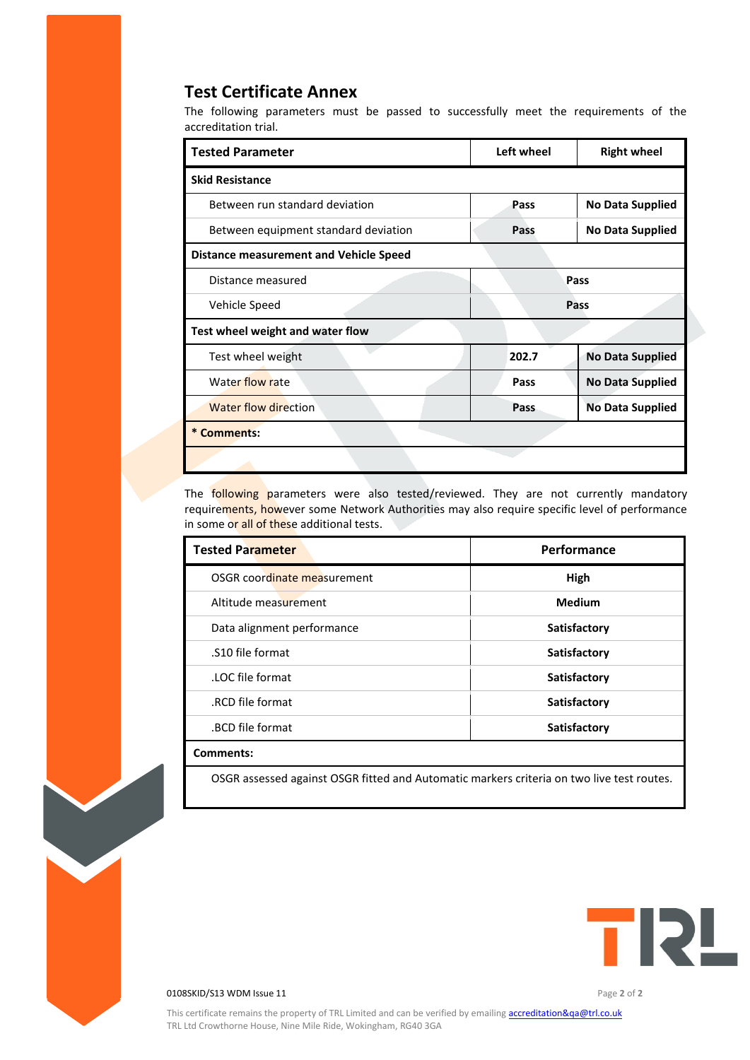# Test Certificate Annex

The following parameters must be passed to successfully meet the requirements of the accreditation trial.

| Tested Parameter | Left wheel | Right wheel |
|---|---|---|
| **Skid Resistance** | | |
| Between run standard deviation | **Pass** | **No Data Supplied** |
| Between equipment standard deviation | **Pass** | **No Data Supplied** |
| **Distance measurement and Vehicle Speed** | | |
| Distance measured | **Pass** | |
| Vehicle Speed | **Pass** | |
| **Test wheel weight and water flow** | | |
| Test wheel weight | **202.7** | **No Data Supplied** |
| Water flow rate | **Pass** | **No Data Supplied** |
| Water flow direction | **Pass** | **No Data Supplied** |
| *** Comments:** | | |

The following parameters were also tested/reviewed. They are not currently mandatory requirements, however some Network Authorities may also require specific level of performance in some or all of these additional tests.

| Tested Parameter | Performance |
|---|---|
| OSGR coordinate measurement | **High** |
| Altitude measurement | **Medium** |
| Data alignment performance | **Satisfactory** |
| .S10 file format | **Satisfactory** |
| .LOC file format | **Satisfactory** |
| .RCD file format | **Satisfactory** |
| .BCD file format | **Satisfactory** |
| **Comments:** | |
| OSGR assessed against OSGR fitted and Automatic markers criteria on two live test routes. | |

0108SKID/S13 WDM Issue 11

This certificate remains the property of TRL Limited and can be verified by emailing accreditation&qa@trl.co.uk
TRL Ltd Crowthorne House, Nine Mile Ride, Wokingham, RG40 3GA